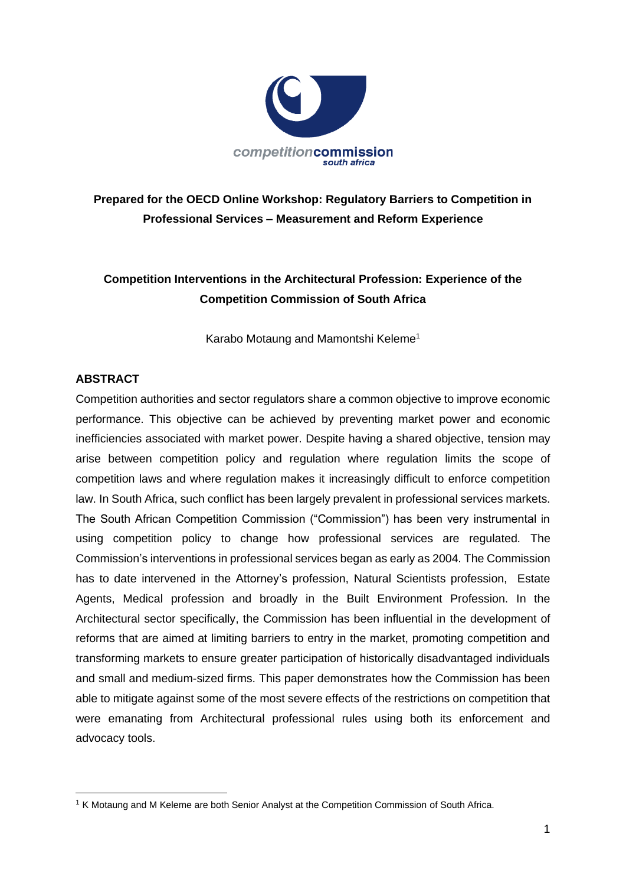**Prepared for the OECD Online Workshop: Regulatory Barriers to Competition in Professional Services – Measurement and Reform Experience**

# Competition Interventions in the Architectural Profession: Experience of the Competition Commission of South Africa

Karabo Motaung and Mamontshi Keleme[1]

## ABSTRACT

Competition authorities and sector regulators share a common objective to improve economic performance. This objective can be achieved by preventing market power and economic inefficiencies associated with market power. Despite having a shared objective, tension may arise between competition policy and regulation where regulation limits the scope of competition laws and where regulation makes it increasingly difficult to enforce competition law. In South Africa, such conflict has been largely prevalent in professional services markets. The South African Competition Commission ("Commission") has been very instrumental in using competition policy to change how professional services are regulated. The Commission's interventions in professional services began as early as 2004. The Commission has to date intervened in the Attorney's profession, Natural Scientists profession, Estate Agents, Medical profession and broadly in the Built Environment Profession. In the Architectural sector specifically, the Commission has been influential in the development of reforms that are aimed at limiting barriers to entry in the market, promoting competition and transforming markets to ensure greater participation of historically disadvantaged individuals and small and medium-sized firms. This paper demonstrates how the Commission has been able to mitigate against some of the most severe effects of the restrictions on competition that were emanating from Architectural professional rules using both its enforcement and advocacy tools.

[1] K Motaung and M Keleme are both Senior Analyst at the Competition Commission of South Africa.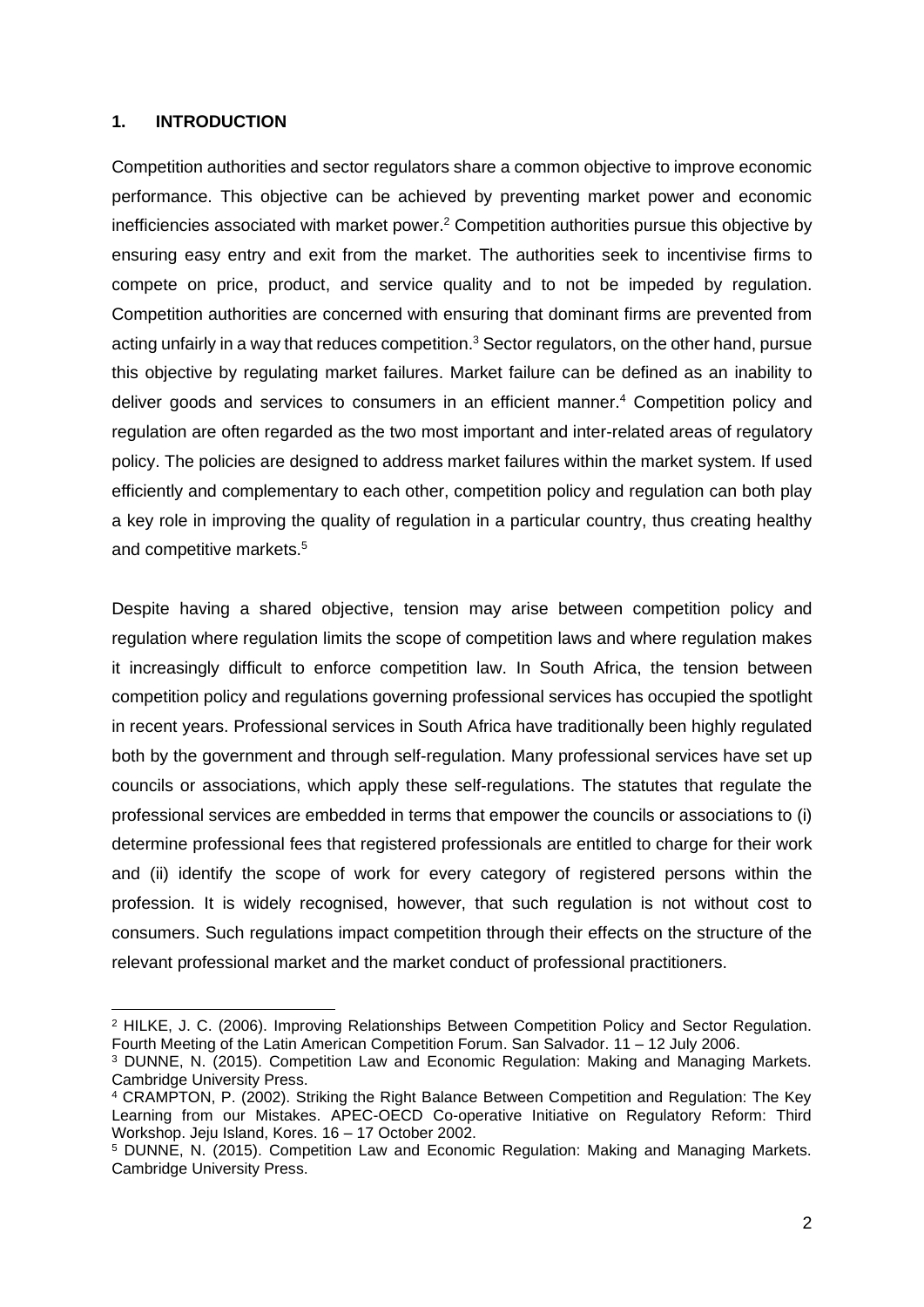## 1. INTRODUCTION

Competition authorities and sector regulators share a common objective to improve economic performance. This objective can be achieved by preventing market power and economic inefficiencies associated with market power.[2] Competition authorities pursue this objective by ensuring easy entry and exit from the market. The authorities seek to incentivise firms to compete on price, product, and service quality and to not be impeded by regulation. Competition authorities are concerned with ensuring that dominant firms are prevented from acting unfairly in a way that reduces competition.[3] Sector regulators, on the other hand, pursue this objective by regulating market failures. Market failure can be defined as an inability to deliver goods and services to consumers in an efficient manner.[4] Competition policy and regulation are often regarded as the two most important and inter-related areas of regulatory policy. The policies are designed to address market failures within the market system. If used efficiently and complementary to each other, competition policy and regulation can both play a key role in improving the quality of regulation in a particular country, thus creating healthy and competitive markets.[5]

Despite having a shared objective, tension may arise between competition policy and regulation where regulation limits the scope of competition laws and where regulation makes it increasingly difficult to enforce competition law. In South Africa, the tension between competition policy and regulations governing professional services has occupied the spotlight in recent years. Professional services in South Africa have traditionally been highly regulated both by the government and through self-regulation. Many professional services have set up councils or associations, which apply these self-regulations. The statutes that regulate the professional services are embedded in terms that empower the councils or associations to (i) determine professional fees that registered professionals are entitled to charge for their work and (ii) identify the scope of work for every category of registered persons within the profession. It is widely recognised, however, that such regulation is not without cost to consumers. Such regulations impact competition through their effects on the structure of the relevant professional market and the market conduct of professional practitioners.

---

[2] HILKE, J. C. (2006). Improving Relationships Between Competition Policy and Sector Regulation. Fourth Meeting of the Latin American Competition Forum. San Salvador. 11 – 12 July 2006.

[3] DUNNE, N. (2015). Competition Law and Economic Regulation: Making and Managing Markets. Cambridge University Press.

[4] CRAMPTON, P. (2002). Striking the Right Balance Between Competition and Regulation: The Key Learning from our Mistakes. APEC-OECD Co-operative Initiative on Regulatory Reform: Third Workshop. Jeju Island, Kores. 16 – 17 October 2002.

[5] DUNNE, N. (2015). Competition Law and Economic Regulation: Making and Managing Markets. Cambridge University Press.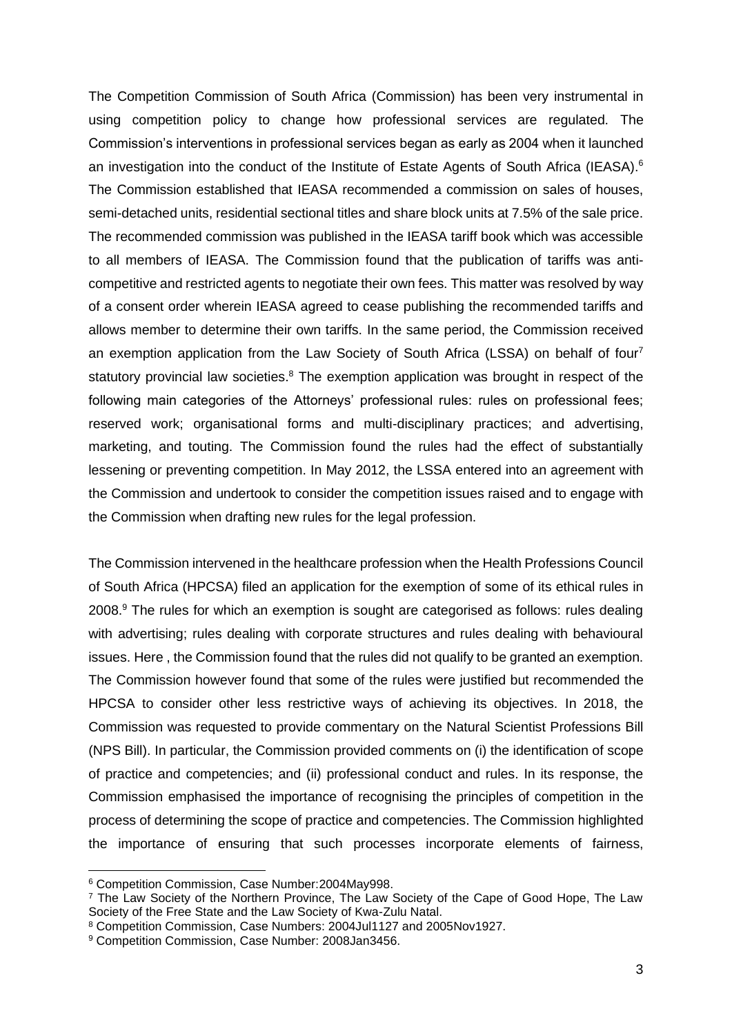The Competition Commission of South Africa (Commission) has been very instrumental in using competition policy to change how professional services are regulated. The Commission's interventions in professional services began as early as 2004 when it launched an investigation into the conduct of the Institute of Estate Agents of South Africa (IEASA).[6] The Commission established that IEASA recommended a commission on sales of houses, semi-detached units, residential sectional titles and share block units at 7.5% of the sale price. The recommended commission was published in the IEASA tariff book which was accessible to all members of IEASA. The Commission found that the publication of tariffs was anti-competitive and restricted agents to negotiate their own fees. This matter was resolved by way of a consent order wherein IEASA agreed to cease publishing the recommended tariffs and allows member to determine their own tariffs. In the same period, the Commission received an exemption application from the Law Society of South Africa (LSSA) on behalf of four[7] statutory provincial law societies.[8] The exemption application was brought in respect of the following main categories of the Attorneys' professional rules: rules on professional fees; reserved work; organisational forms and multi-disciplinary practices; and advertising, marketing, and touting. The Commission found the rules had the effect of substantially lessening or preventing competition. In May 2012, the LSSA entered into an agreement with the Commission and undertook to consider the competition issues raised and to engage with the Commission when drafting new rules for the legal profession.

The Commission intervened in the healthcare profession when the Health Professions Council of South Africa (HPCSA) filed an application for the exemption of some of its ethical rules in 2008.[9] The rules for which an exemption is sought are categorised as follows: rules dealing with advertising; rules dealing with corporate structures and rules dealing with behavioural issues. Here , the Commission found that the rules did not qualify to be granted an exemption. The Commission however found that some of the rules were justified but recommended the HPCSA to consider other less restrictive ways of achieving its objectives. In 2018, the Commission was requested to provide commentary on the Natural Scientist Professions Bill (NPS Bill). In particular, the Commission provided comments on (i) the identification of scope of practice and competencies; and (ii) professional conduct and rules. In its response, the Commission emphasised the importance of recognising the principles of competition in the process of determining the scope of practice and competencies. The Commission highlighted the importance of ensuring that such processes incorporate elements of fairness,

---

[6] Competition Commission, Case Number:2004May998.

[7] The Law Society of the Northern Province, The Law Society of the Cape of Good Hope, The Law Society of the Free State and the Law Society of Kwa-Zulu Natal.

[8] Competition Commission, Case Numbers: 2004Jul1127 and 2005Nov1927.

[9] Competition Commission, Case Number: 2008Jan3456.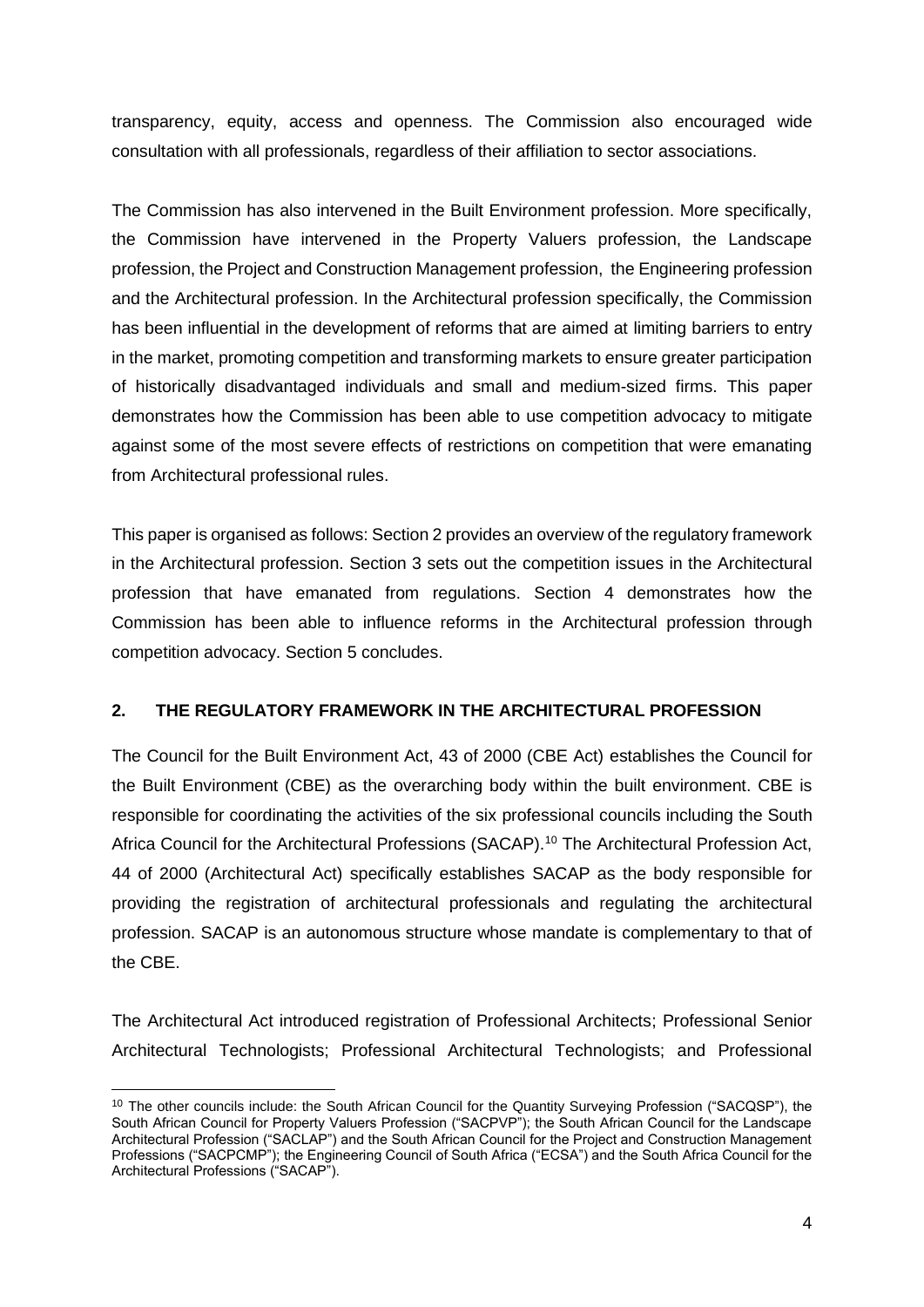transparency, equity, access and openness. The Commission also encouraged wide consultation with all professionals, regardless of their affiliation to sector associations.

The Commission has also intervened in the Built Environment profession. More specifically, the Commission have intervened in the Property Valuers profession, the Landscape profession, the Project and Construction Management profession, the Engineering profession and the Architectural profession. In the Architectural profession specifically, the Commission has been influential in the development of reforms that are aimed at limiting barriers to entry in the market, promoting competition and transforming markets to ensure greater participation of historically disadvantaged individuals and small and medium-sized firms. This paper demonstrates how the Commission has been able to use competition advocacy to mitigate against some of the most severe effects of restrictions on competition that were emanating from Architectural professional rules.

This paper is organised as follows: Section 2 provides an overview of the regulatory framework in the Architectural profession. Section 3 sets out the competition issues in the Architectural profession that have emanated from regulations. Section 4 demonstrates how the Commission has been able to influence reforms in the Architectural profession through competition advocacy. Section 5 concludes.

## 2. THE REGULATORY FRAMEWORK IN THE ARCHITECTURAL PROFESSION

The Council for the Built Environment Act, 43 of 2000 (CBE Act) establishes the Council for the Built Environment (CBE) as the overarching body within the built environment. CBE is responsible for coordinating the activities of the six professional councils including the South Africa Council for the Architectural Professions (SACAP).[10] The Architectural Profession Act, 44 of 2000 (Architectural Act) specifically establishes SACAP as the body responsible for providing the registration of architectural professionals and regulating the architectural profession. SACAP is an autonomous structure whose mandate is complementary to that of the CBE.

The Architectural Act introduced registration of Professional Architects; Professional Senior Architectural Technologists; Professional Architectural Technologists; and Professional

[10] The other councils include: the South African Council for the Quantity Surveying Profession ("SACQSP"), the South African Council for Property Valuers Profession ("SACPVP"); the South African Council for the Landscape Architectural Profession ("SACLAP") and the South African Council for the Project and Construction Management Professions ("SACPCMP"); the Engineering Council of South Africa ("ECSA") and the South Africa Council for the Architectural Professions ("SACAP").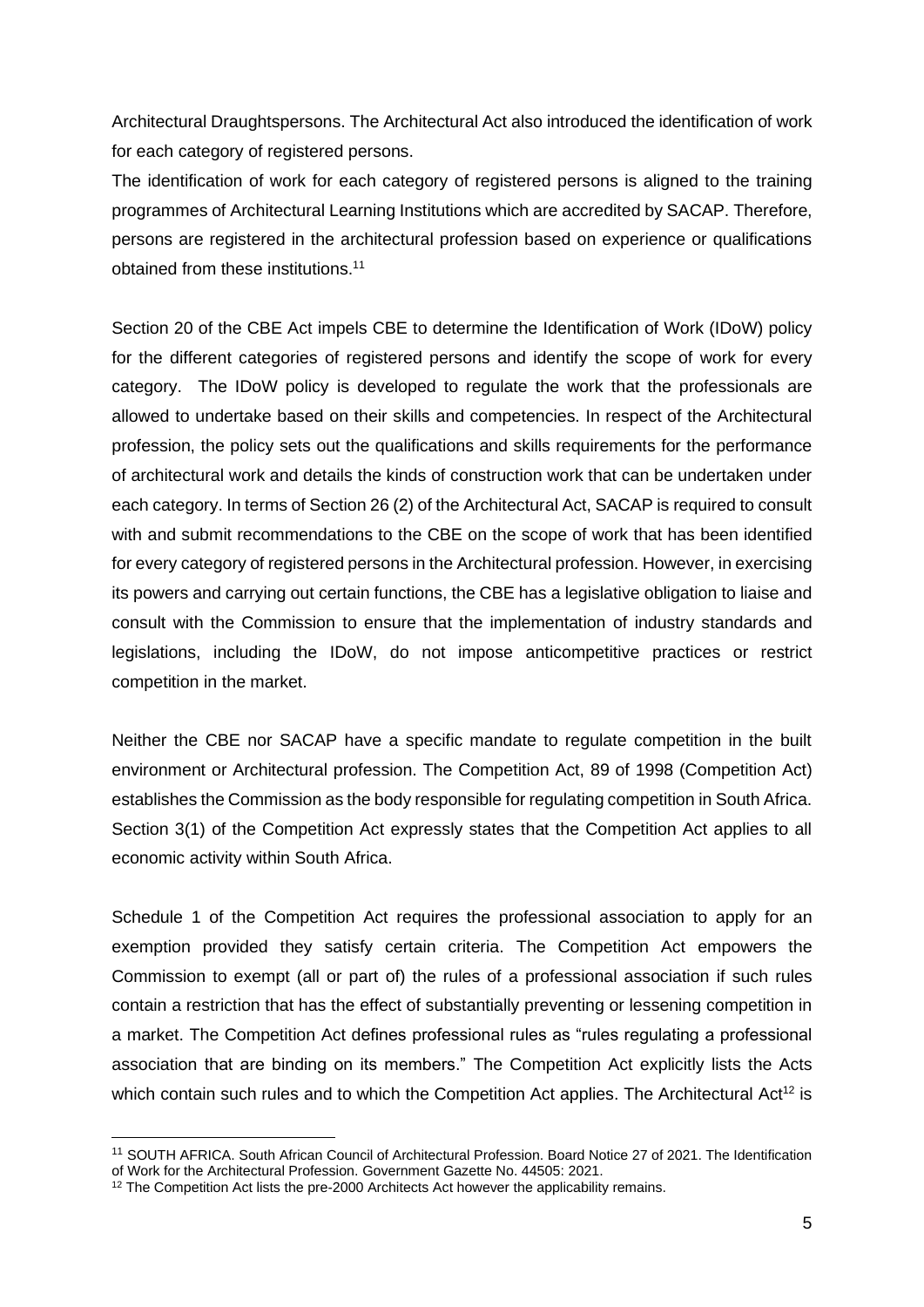Architectural Draughtspersons. The Architectural Act also introduced the identification of work for each category of registered persons.

The identification of work for each category of registered persons is aligned to the training programmes of Architectural Learning Institutions which are accredited by SACAP. Therefore, persons are registered in the architectural profession based on experience or qualifications obtained from these institutions.[11]

Section 20 of the CBE Act impels CBE to determine the Identification of Work (IDoW) policy for the different categories of registered persons and identify the scope of work for every category. The IDoW policy is developed to regulate the work that the professionals are allowed to undertake based on their skills and competencies. In respect of the Architectural profession, the policy sets out the qualifications and skills requirements for the performance of architectural work and details the kinds of construction work that can be undertaken under each category. In terms of Section 26 (2) of the Architectural Act, SACAP is required to consult with and submit recommendations to the CBE on the scope of work that has been identified for every category of registered persons in the Architectural profession. However, in exercising its powers and carrying out certain functions, the CBE has a legislative obligation to liaise and consult with the Commission to ensure that the implementation of industry standards and legislations, including the IDoW, do not impose anticompetitive practices or restrict competition in the market.

Neither the CBE nor SACAP have a specific mandate to regulate competition in the built environment or Architectural profession. The Competition Act, 89 of 1998 (Competition Act) establishes the Commission as the body responsible for regulating competition in South Africa. Section 3(1) of the Competition Act expressly states that the Competition Act applies to all economic activity within South Africa.

Schedule 1 of the Competition Act requires the professional association to apply for an exemption provided they satisfy certain criteria. The Competition Act empowers the Commission to exempt (all or part of) the rules of a professional association if such rules contain a restriction that has the effect of substantially preventing or lessening competition in a market. The Competition Act defines professional rules as "rules regulating a professional association that are binding on its members." The Competition Act explicitly lists the Acts which contain such rules and to which the Competition Act applies. The Architectural Act[12] is

---

[11] SOUTH AFRICA. South African Council of Architectural Profession. Board Notice 27 of 2021. The Identification of Work for the Architectural Profession. Government Gazette No. 44505: 2021.

[12] The Competition Act lists the pre-2000 Architects Act however the applicability remains.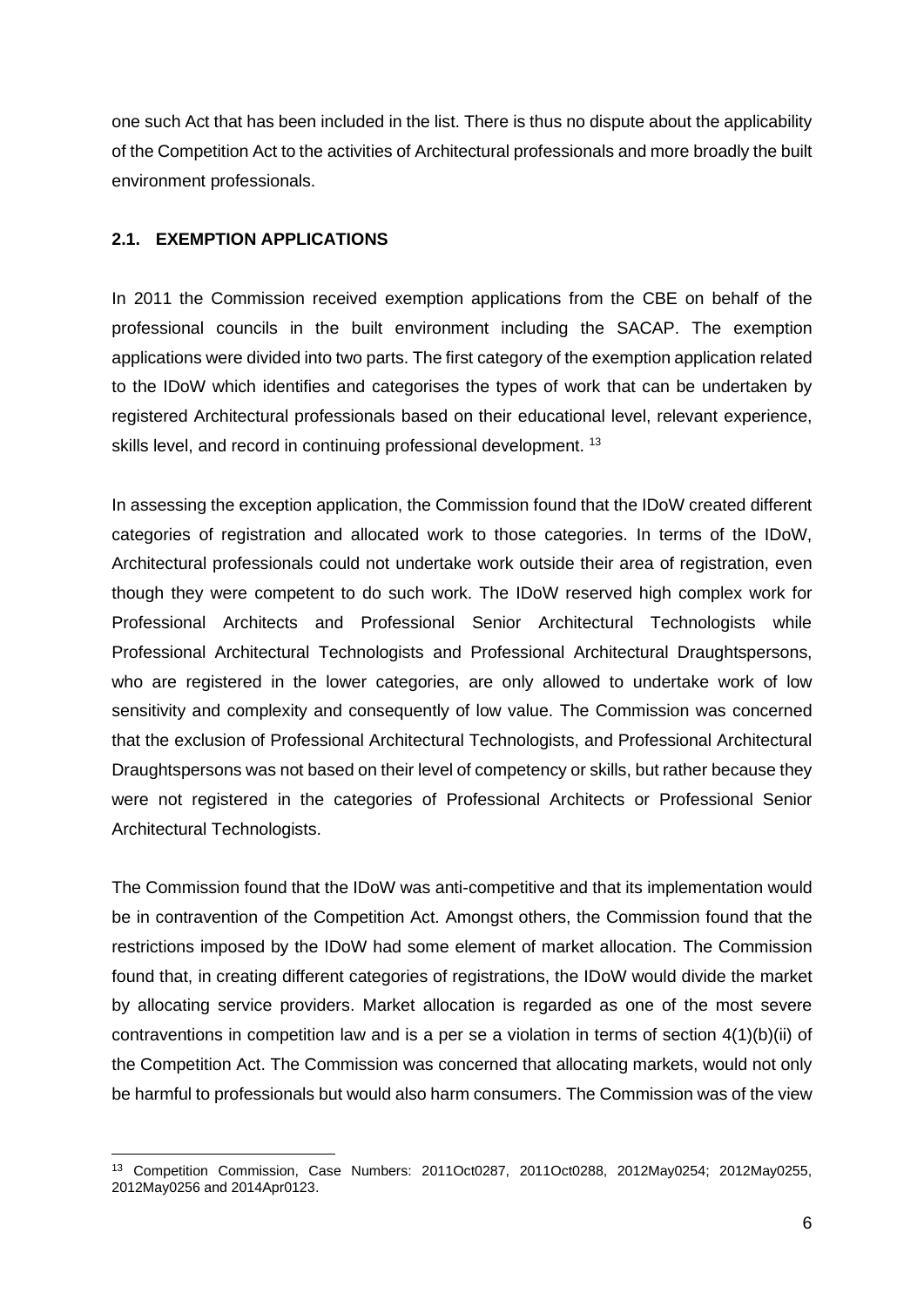one such Act that has been included in the list. There is thus no dispute about the applicability of the Competition Act to the activities of Architectural professionals and more broadly the built environment professionals.

### 2.1. EXEMPTION APPLICATIONS

In 2011 the Commission received exemption applications from the CBE on behalf of the professional councils in the built environment including the SACAP. The exemption applications were divided into two parts. The first category of the exemption application related to the IDoW which identifies and categorises the types of work that can be undertaken by registered Architectural professionals based on their educational level, relevant experience, skills level, and record in continuing professional development. [13]

In assessing the exception application, the Commission found that the IDoW created different categories of registration and allocated work to those categories. In terms of the IDoW, Architectural professionals could not undertake work outside their area of registration, even though they were competent to do such work. The IDoW reserved high complex work for Professional Architects and Professional Senior Architectural Technologists while Professional Architectural Technologists and Professional Architectural Draughtspersons, who are registered in the lower categories, are only allowed to undertake work of low sensitivity and complexity and consequently of low value. The Commission was concerned that the exclusion of Professional Architectural Technologists, and Professional Architectural Draughtspersons was not based on their level of competency or skills, but rather because they were not registered in the categories of Professional Architects or Professional Senior Architectural Technologists.

The Commission found that the IDoW was anti-competitive and that its implementation would be in contravention of the Competition Act. Amongst others, the Commission found that the restrictions imposed by the IDoW had some element of market allocation. The Commission found that, in creating different categories of registrations, the IDoW would divide the market by allocating service providers. Market allocation is regarded as one of the most severe contraventions in competition law and is a per se a violation in terms of section 4(1)(b)(ii) of the Competition Act. The Commission was concerned that allocating markets, would not only be harmful to professionals but would also harm consumers. The Commission was of the view

[13] Competition Commission, Case Numbers: 2011Oct0287, 2011Oct0288, 2012May0254; 2012May0255, 2012May0256 and 2014Apr0123.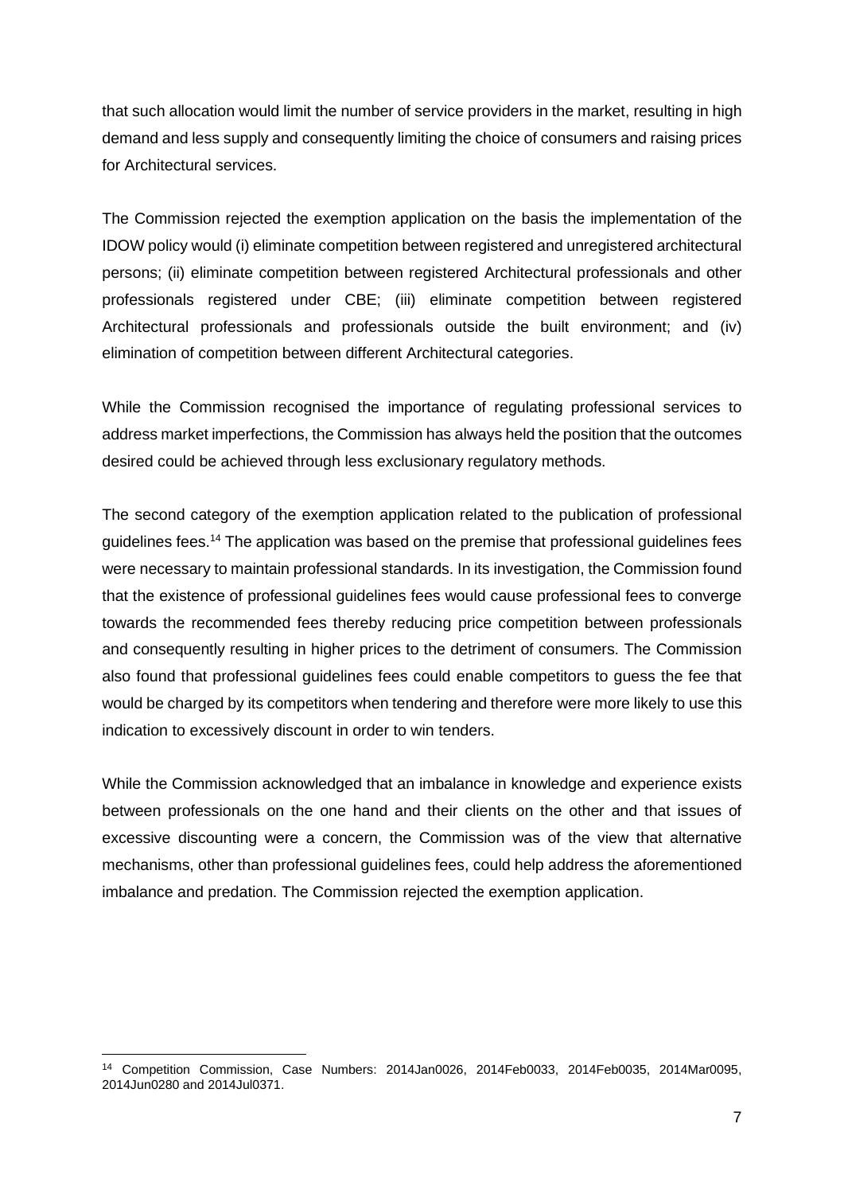that such allocation would limit the number of service providers in the market, resulting in high demand and less supply and consequently limiting the choice of consumers and raising prices for Architectural services.

The Commission rejected the exemption application on the basis the implementation of the IDOW policy would (i) eliminate competition between registered and unregistered architectural persons; (ii) eliminate competition between registered Architectural professionals and other professionals registered under CBE; (iii) eliminate competition between registered Architectural professionals and professionals outside the built environment; and (iv) elimination of competition between different Architectural categories.

While the Commission recognised the importance of regulating professional services to address market imperfections, the Commission has always held the position that the outcomes desired could be achieved through less exclusionary regulatory methods.

The second category of the exemption application related to the publication of professional guidelines fees.[14] The application was based on the premise that professional guidelines fees were necessary to maintain professional standards. In its investigation, the Commission found that the existence of professional guidelines fees would cause professional fees to converge towards the recommended fees thereby reducing price competition between professionals and consequently resulting in higher prices to the detriment of consumers. The Commission also found that professional guidelines fees could enable competitors to guess the fee that would be charged by its competitors when tendering and therefore were more likely to use this indication to excessively discount in order to win tenders.

While the Commission acknowledged that an imbalance in knowledge and experience exists between professionals on the one hand and their clients on the other and that issues of excessive discounting were a concern, the Commission was of the view that alternative mechanisms, other than professional guidelines fees, could help address the aforementioned imbalance and predation. The Commission rejected the exemption application.

---

[14] Competition Commission, Case Numbers: 2014Jan0026, 2014Feb0033, 2014Feb0035, 2014Mar0095, 2014Jun0280 and 2014Jul0371.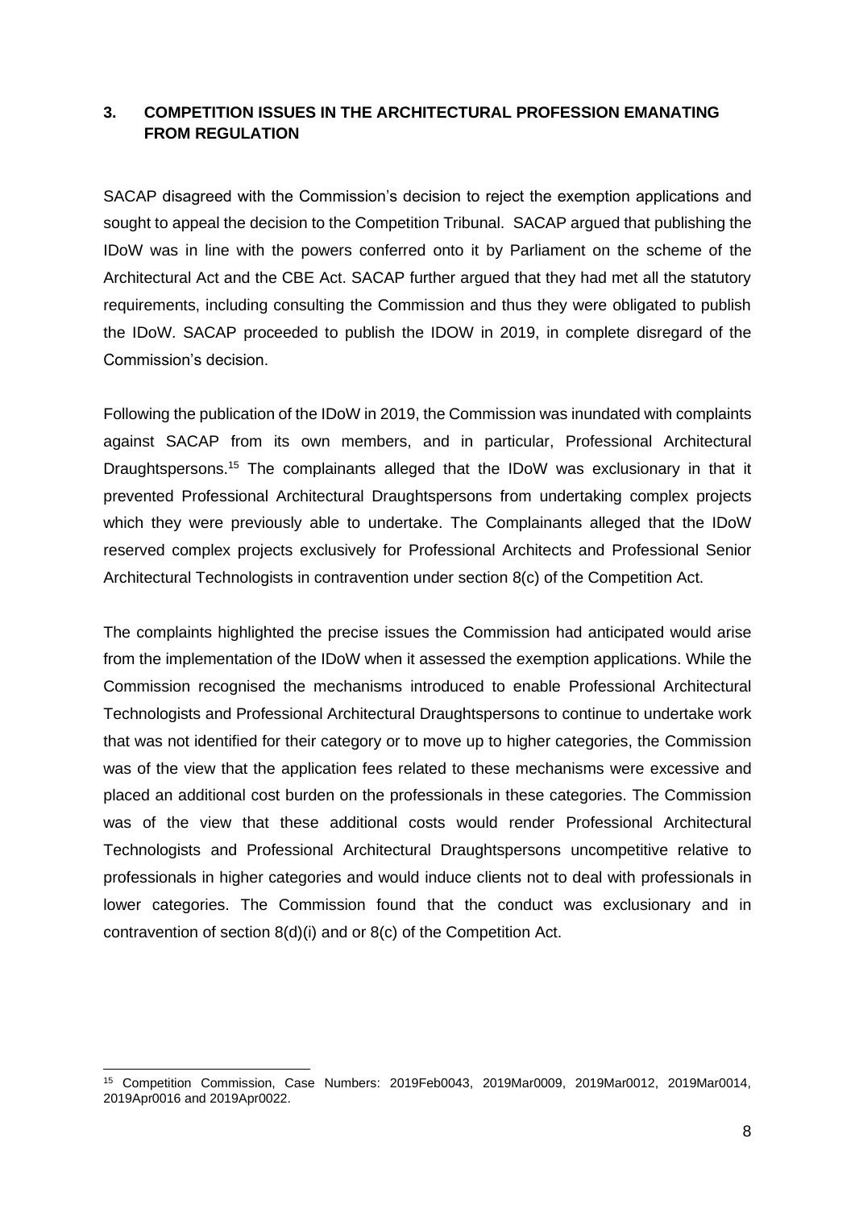## 3. COMPETITION ISSUES IN THE ARCHITECTURAL PROFESSION EMANATING FROM REGULATION

SACAP disagreed with the Commission's decision to reject the exemption applications and sought to appeal the decision to the Competition Tribunal. SACAP argued that publishing the IDoW was in line with the powers conferred onto it by Parliament on the scheme of the Architectural Act and the CBE Act. SACAP further argued that they had met all the statutory requirements, including consulting the Commission and thus they were obligated to publish the IDoW. SACAP proceeded to publish the IDOW in 2019, in complete disregard of the Commission's decision.

Following the publication of the IDoW in 2019, the Commission was inundated with complaints against SACAP from its own members, and in particular, Professional Architectural Draughtspersons.[15] The complainants alleged that the IDoW was exclusionary in that it prevented Professional Architectural Draughtspersons from undertaking complex projects which they were previously able to undertake. The Complainants alleged that the IDoW reserved complex projects exclusively for Professional Architects and Professional Senior Architectural Technologists in contravention under section 8(c) of the Competition Act.

The complaints highlighted the precise issues the Commission had anticipated would arise from the implementation of the IDoW when it assessed the exemption applications. While the Commission recognised the mechanisms introduced to enable Professional Architectural Technologists and Professional Architectural Draughtspersons to continue to undertake work that was not identified for their category or to move up to higher categories, the Commission was of the view that the application fees related to these mechanisms were excessive and placed an additional cost burden on the professionals in these categories. The Commission was of the view that these additional costs would render Professional Architectural Technologists and Professional Architectural Draughtspersons uncompetitive relative to professionals in higher categories and would induce clients not to deal with professionals in lower categories. The Commission found that the conduct was exclusionary and in contravention of section 8(d)(i) and or 8(c) of the Competition Act.

---

[15] Competition Commission, Case Numbers: 2019Feb0043, 2019Mar0009, 2019Mar0012, 2019Mar0014, 2019Apr0016 and 2019Apr0022.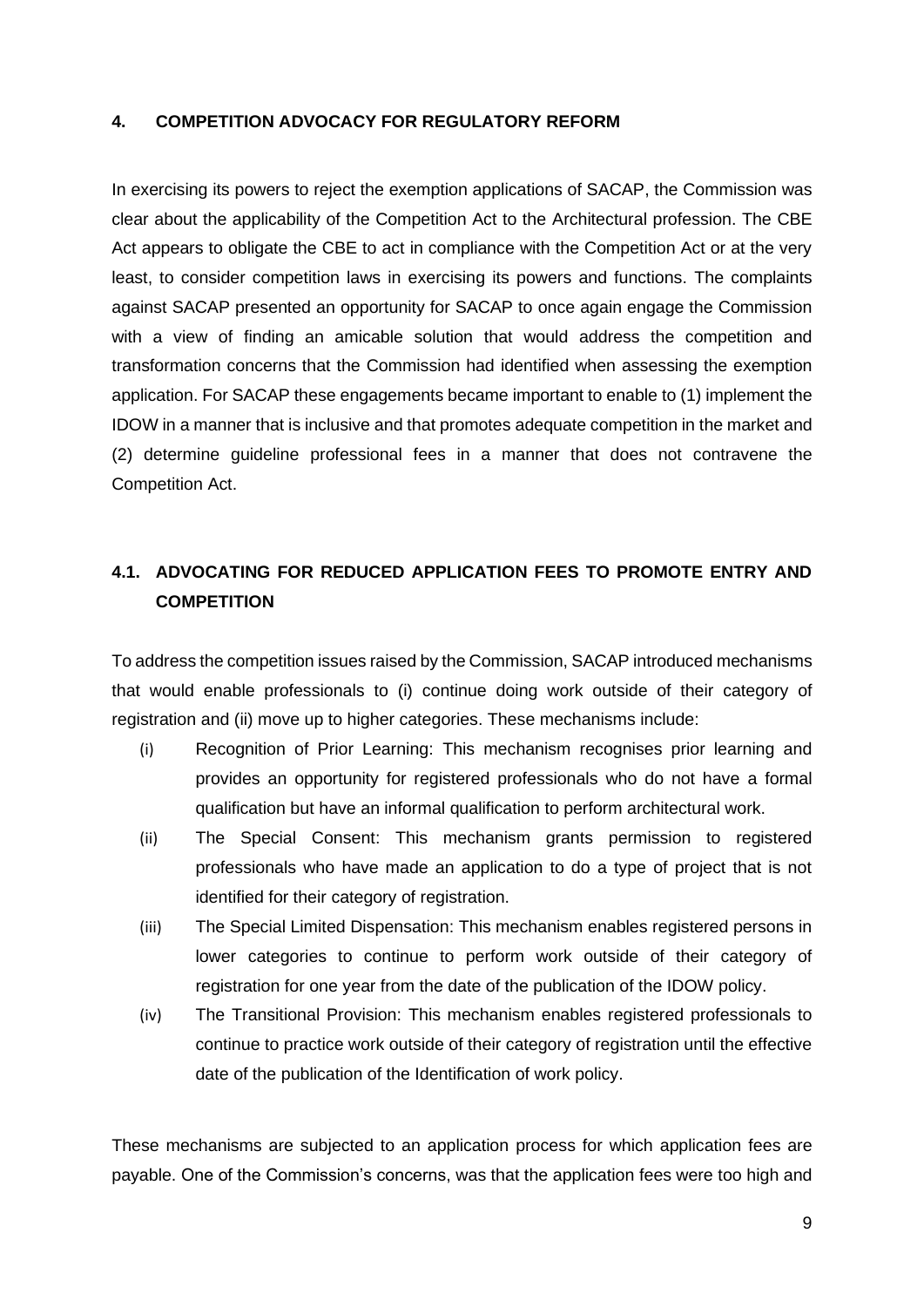## 4. COMPETITION ADVOCACY FOR REGULATORY REFORM

In exercising its powers to reject the exemption applications of SACAP, the Commission was clear about the applicability of the Competition Act to the Architectural profession. The CBE Act appears to obligate the CBE to act in compliance with the Competition Act or at the very least, to consider competition laws in exercising its powers and functions. The complaints against SACAP presented an opportunity for SACAP to once again engage the Commission with a view of finding an amicable solution that would address the competition and transformation concerns that the Commission had identified when assessing the exemption application. For SACAP these engagements became important to enable to (1) implement the IDOW in a manner that is inclusive and that promotes adequate competition in the market and (2) determine guideline professional fees in a manner that does not contravene the Competition Act.

### 4.1. ADVOCATING FOR REDUCED APPLICATION FEES TO PROMOTE ENTRY AND COMPETITION

To address the competition issues raised by the Commission, SACAP introduced mechanisms that would enable professionals to (i) continue doing work outside of their category of registration and (ii) move up to higher categories. These mechanisms include:

(i) Recognition of Prior Learning: This mechanism recognises prior learning and provides an opportunity for registered professionals who do not have a formal qualification but have an informal qualification to perform architectural work.

(ii) The Special Consent: This mechanism grants permission to registered professionals who have made an application to do a type of project that is not identified for their category of registration.

(iii) The Special Limited Dispensation: This mechanism enables registered persons in lower categories to continue to perform work outside of their category of registration for one year from the date of the publication of the IDOW policy.

(iv) The Transitional Provision: This mechanism enables registered professionals to continue to practice work outside of their category of registration until the effective date of the publication of the Identification of work policy.

These mechanisms are subjected to an application process for which application fees are payable. One of the Commission's concerns, was that the application fees were too high and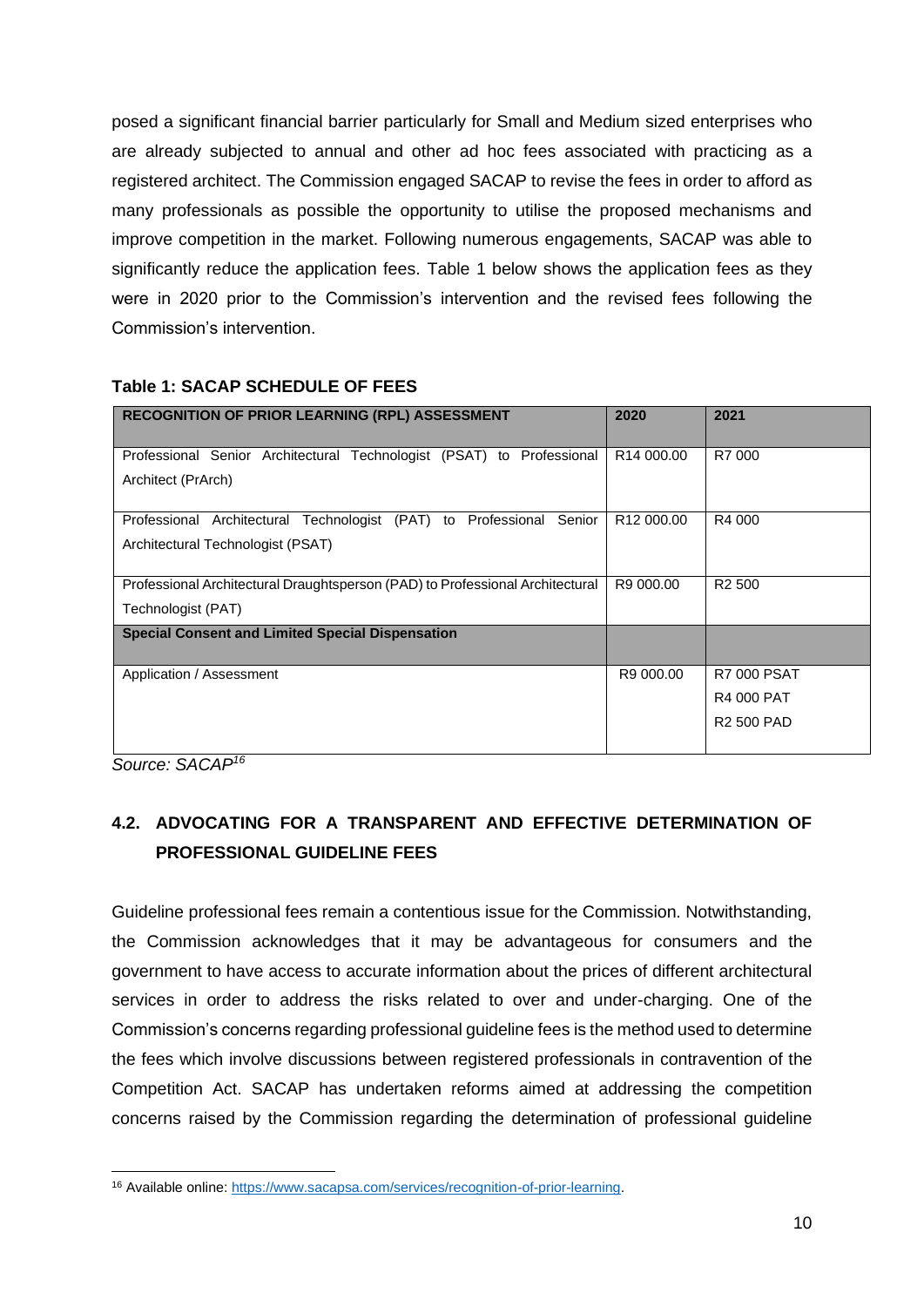posed a significant financial barrier particularly for Small and Medium sized enterprises who are already subjected to annual and other ad hoc fees associated with practicing as a registered architect. The Commission engaged SACAP to revise the fees in order to afford as many professionals as possible the opportunity to utilise the proposed mechanisms and improve competition in the market. Following numerous engagements, SACAP was able to significantly reduce the application fees. Table 1 below shows the application fees as they were in 2020 prior to the Commission's intervention and the revised fees following the Commission's intervention.

**Table 1: SACAP SCHEDULE OF FEES**

| **RECOGNITION OF PRIOR LEARNING (RPL) ASSESSMENT** | **2020** | **2021** |
|---|---|---|
| Professional Senior Architectural Technologist (PSAT) to Professional Architect (PrArch) | R14 000.00 | R7 000 |
| Professional Architectural Technologist (PAT) to Professional Senior Architectural Technologist (PSAT) | R12 000.00 | R4 000 |
| Professional Architectural Draughtsperson (PAD) to Professional Architectural Technologist (PAT) | R9 000.00 | R2 500 |
| **Special Consent and Limited Special Dispensation** | | |
| Application / Assessment | R9 000.00 | R7 000 PSAT<br>R4 000 PAT<br>R2 500 PAD |

*Source: SACAP*[16]

## 4.2. ADVOCATING FOR A TRANSPARENT AND EFFECTIVE DETERMINATION OF PROFESSIONAL GUIDELINE FEES

Guideline professional fees remain a contentious issue for the Commission. Notwithstanding, the Commission acknowledges that it may be advantageous for consumers and the government to have access to accurate information about the prices of different architectural services in order to address the risks related to over and under-charging. One of the Commission's concerns regarding professional guideline fees is the method used to determine the fees which involve discussions between registered professionals in contravention of the Competition Act. SACAP has undertaken reforms aimed at addressing the competition concerns raised by the Commission regarding the determination of professional guideline

[16] Available online: https://www.sacapsa.com/services/recognition-of-prior-learning.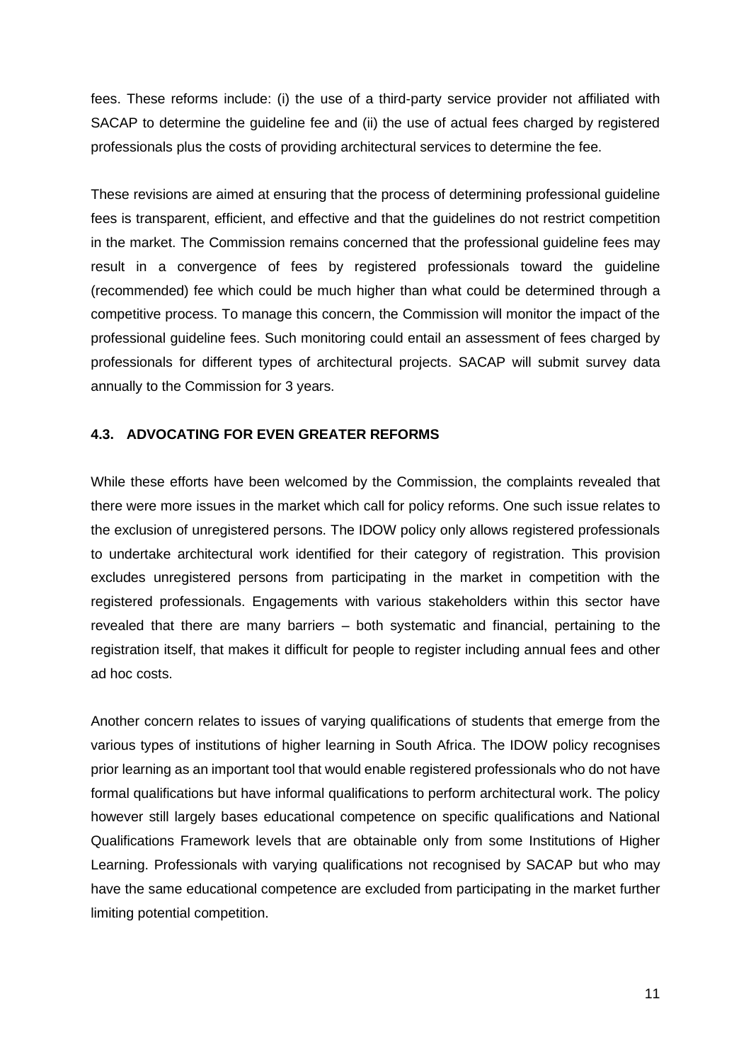fees. These reforms include: (i) the use of a third-party service provider not affiliated with SACAP to determine the guideline fee and (ii) the use of actual fees charged by registered professionals plus the costs of providing architectural services to determine the fee.

These revisions are aimed at ensuring that the process of determining professional guideline fees is transparent, efficient, and effective and that the guidelines do not restrict competition in the market. The Commission remains concerned that the professional guideline fees may result in a convergence of fees by registered professionals toward the guideline (recommended) fee which could be much higher than what could be determined through a competitive process. To manage this concern, the Commission will monitor the impact of the professional guideline fees. Such monitoring could entail an assessment of fees charged by professionals for different types of architectural projects. SACAP will submit survey data annually to the Commission for 3 years.

### 4.3. ADVOCATING FOR EVEN GREATER REFORMS

While these efforts have been welcomed by the Commission, the complaints revealed that there were more issues in the market which call for policy reforms. One such issue relates to the exclusion of unregistered persons. The IDOW policy only allows registered professionals to undertake architectural work identified for their category of registration. This provision excludes unregistered persons from participating in the market in competition with the registered professionals. Engagements with various stakeholders within this sector have revealed that there are many barriers – both systematic and financial, pertaining to the registration itself, that makes it difficult for people to register including annual fees and other ad hoc costs.

Another concern relates to issues of varying qualifications of students that emerge from the various types of institutions of higher learning in South Africa. The IDOW policy recognises prior learning as an important tool that would enable registered professionals who do not have formal qualifications but have informal qualifications to perform architectural work. The policy however still largely bases educational competence on specific qualifications and National Qualifications Framework levels that are obtainable only from some Institutions of Higher Learning. Professionals with varying qualifications not recognised by SACAP but who may have the same educational competence are excluded from participating in the market further limiting potential competition.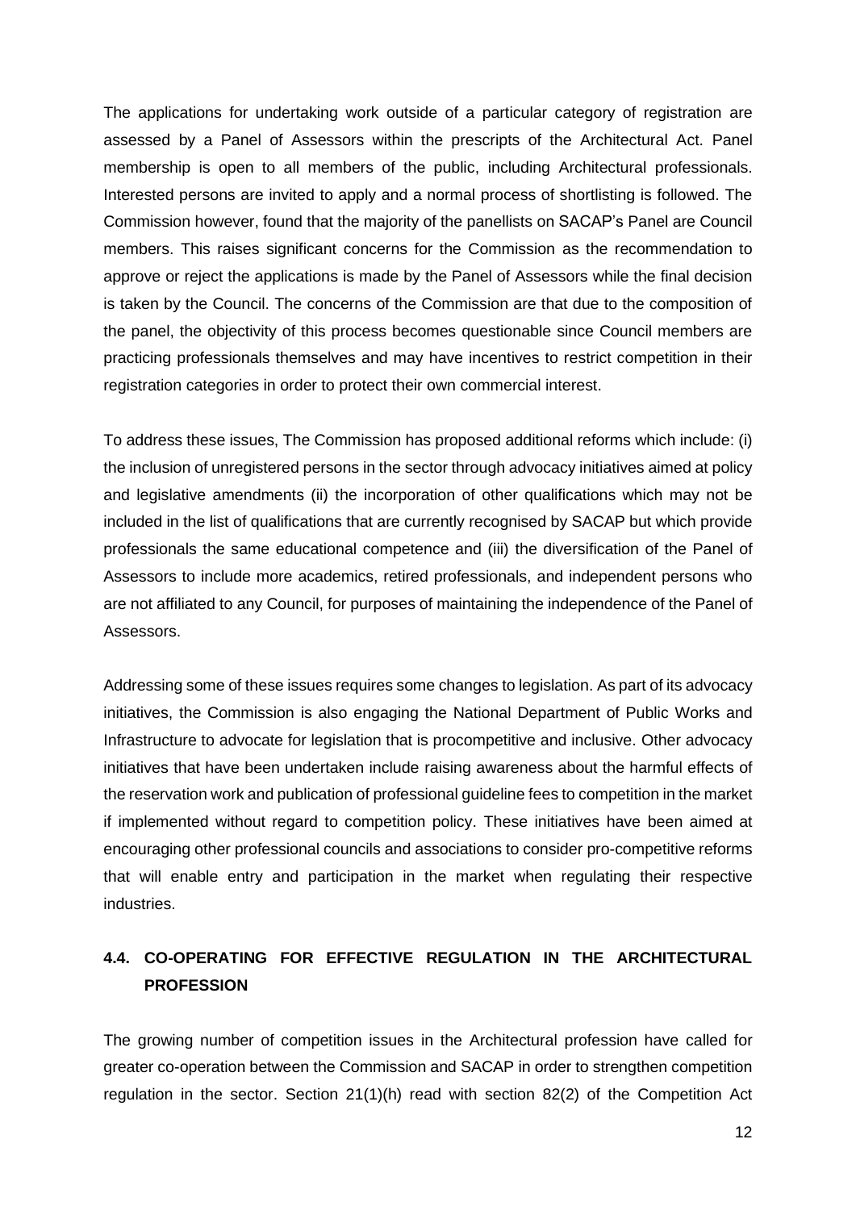The applications for undertaking work outside of a particular category of registration are assessed by a Panel of Assessors within the prescripts of the Architectural Act. Panel membership is open to all members of the public, including Architectural professionals. Interested persons are invited to apply and a normal process of shortlisting is followed. The Commission however, found that the majority of the panellists on SACAP's Panel are Council members. This raises significant concerns for the Commission as the recommendation to approve or reject the applications is made by the Panel of Assessors while the final decision is taken by the Council. The concerns of the Commission are that due to the composition of the panel, the objectivity of this process becomes questionable since Council members are practicing professionals themselves and may have incentives to restrict competition in their registration categories in order to protect their own commercial interest.

To address these issues, The Commission has proposed additional reforms which include: (i) the inclusion of unregistered persons in the sector through advocacy initiatives aimed at policy and legislative amendments (ii) the incorporation of other qualifications which may not be included in the list of qualifications that are currently recognised by SACAP but which provide professionals the same educational competence and (iii) the diversification of the Panel of Assessors to include more academics, retired professionals, and independent persons who are not affiliated to any Council, for purposes of maintaining the independence of the Panel of Assessors.

Addressing some of these issues requires some changes to legislation. As part of its advocacy initiatives, the Commission is also engaging the National Department of Public Works and Infrastructure to advocate for legislation that is procompetitive and inclusive. Other advocacy initiatives that have been undertaken include raising awareness about the harmful effects of the reservation work and publication of professional guideline fees to competition in the market if implemented without regard to competition policy. These initiatives have been aimed at encouraging other professional councils and associations to consider pro-competitive reforms that will enable entry and participation in the market when regulating their respective industries.

## 4.4. CO-OPERATING FOR EFFECTIVE REGULATION IN THE ARCHITECTURAL PROFESSION

The growing number of competition issues in the Architectural profession have called for greater co-operation between the Commission and SACAP in order to strengthen competition regulation in the sector. Section 21(1)(h) read with section 82(2) of the Competition Act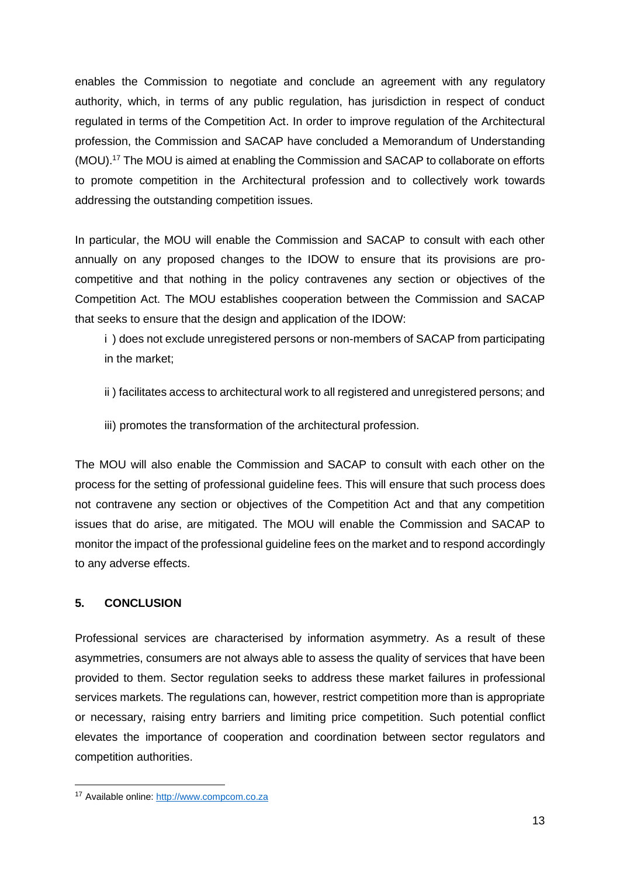enables the Commission to negotiate and conclude an agreement with any regulatory authority, which, in terms of any public regulation, has jurisdiction in respect of conduct regulated in terms of the Competition Act. In order to improve regulation of the Architectural profession, the Commission and SACAP have concluded a Memorandum of Understanding (MOU).[17] The MOU is aimed at enabling the Commission and SACAP to collaborate on efforts to promote competition in the Architectural profession and to collectively work towards addressing the outstanding competition issues.

In particular, the MOU will enable the Commission and SACAP to consult with each other annually on any proposed changes to the IDOW to ensure that its provisions are pro-competitive and that nothing in the policy contravenes any section or objectives of the Competition Act. The MOU establishes cooperation between the Commission and SACAP that seeks to ensure that the design and application of the IDOW:

i ) does not exclude unregistered persons or non-members of SACAP from participating in the market;

ii ) facilitates access to architectural work to all registered and unregistered persons; and

iii) promotes the transformation of the architectural profession.

The MOU will also enable the Commission and SACAP to consult with each other on the process for the setting of professional guideline fees. This will ensure that such process does not contravene any section or objectives of the Competition Act and that any competition issues that do arise, are mitigated. The MOU will enable the Commission and SACAP to monitor the impact of the professional guideline fees on the market and to respond accordingly to any adverse effects.

## 5. CONCLUSION

Professional services are characterised by information asymmetry. As a result of these asymmetries, consumers are not always able to assess the quality of services that have been provided to them. Sector regulation seeks to address these market failures in professional services markets. The regulations can, however, restrict competition more than is appropriate or necessary, raising entry barriers and limiting price competition. Such potential conflict elevates the importance of cooperation and coordination between sector regulators and competition authorities.

[17] Available online: http://www.compcom.co.za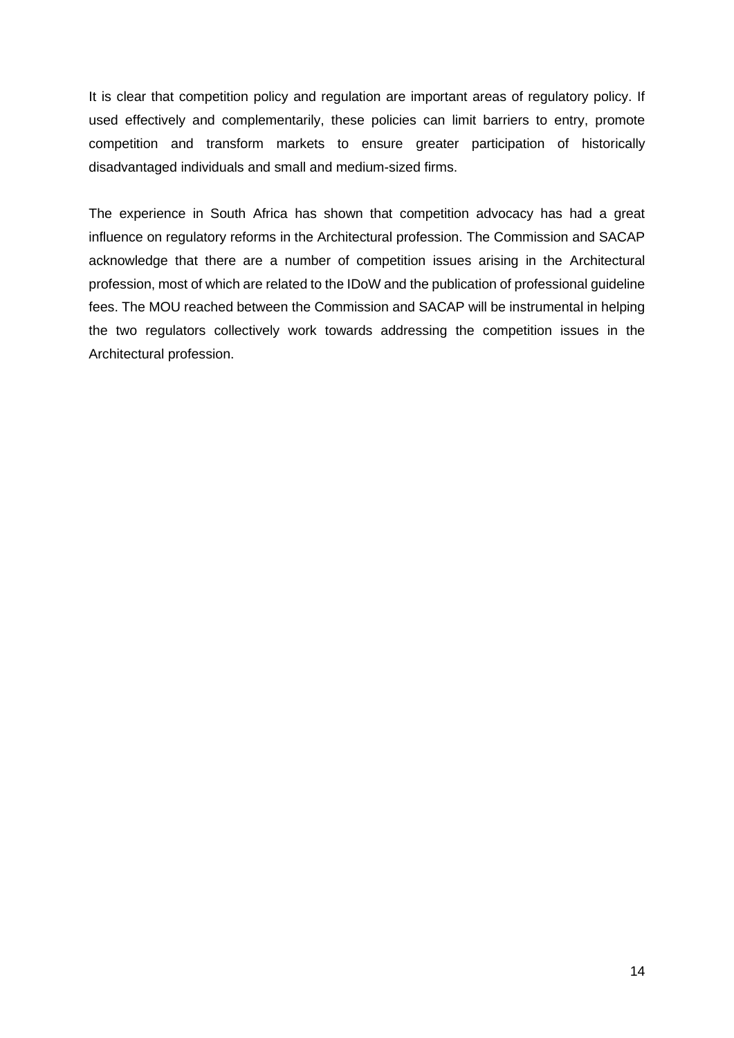It is clear that competition policy and regulation are important areas of regulatory policy. If used effectively and complementarily, these policies can limit barriers to entry, promote competition and transform markets to ensure greater participation of historically disadvantaged individuals and small and medium-sized firms.

The experience in South Africa has shown that competition advocacy has had a great influence on regulatory reforms in the Architectural profession. The Commission and SACAP acknowledge that there are a number of competition issues arising in the Architectural profession, most of which are related to the IDoW and the publication of professional guideline fees. The MOU reached between the Commission and SACAP will be instrumental in helping the two regulators collectively work towards addressing the competition issues in the Architectural profession.